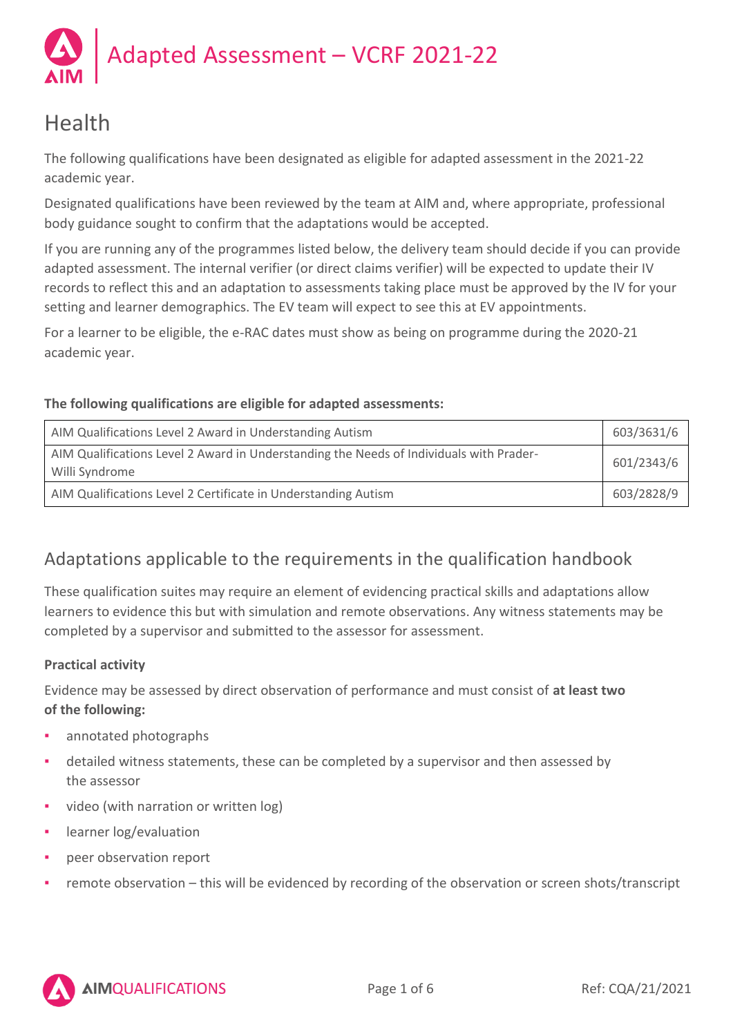# Adapted Assessment – VCRF 2021-22

## Health

The following qualifications have been designated as eligible for adapted assessment in the 2021-22 academic year.

Designated qualifications have been reviewed by the team at AIM and, where appropriate, professional body guidance sought to confirm that the adaptations would be accepted.

If you are running any of the programmes listed below, the delivery team should decide if you can provide adapted assessment. The internal verifier (or direct claims verifier) will be expected to update their IV records to reflect this and an adaptation to assessments taking place must be approved by the IV for your setting and learner demographics. The EV team will expect to see this at EV appointments.

For a learner to be eligible, the e-RAC dates must show as being on programme during the 2020-21 academic year.

**The following qualifications are eligible for adapted assessments:**

| Qualification | Number |
|---|---|
| AIM Qualifications Level 2 Award in Understanding Autism | 603/3631/6 |
| AIM Qualifications Level 2 Award in Understanding the Needs of Individuals with Prader-Willi Syndrome | 601/2343/6 |
| AIM Qualifications Level 2 Certificate in Understanding Autism | 603/2828/9 |

## Adaptations applicable to the requirements in the qualification handbook

These qualification suites may require an element of evidencing practical skills and adaptations allow learners to evidence this but with simulation and remote observations. Any witness statements may be completed by a supervisor and submitted to the assessor for assessment.

**Practical activity**

Evidence may be assessed by direct observation of performance and must consist of **at least two of the following:**

- annotated photographs
- detailed witness statements, these can be completed by a supervisor and then assessed by the assessor
- video (with narration or written log)
- learner log/evaluation
- peer observation report
- remote observation – this will be evidenced by recording of the observation or screen shots/transcript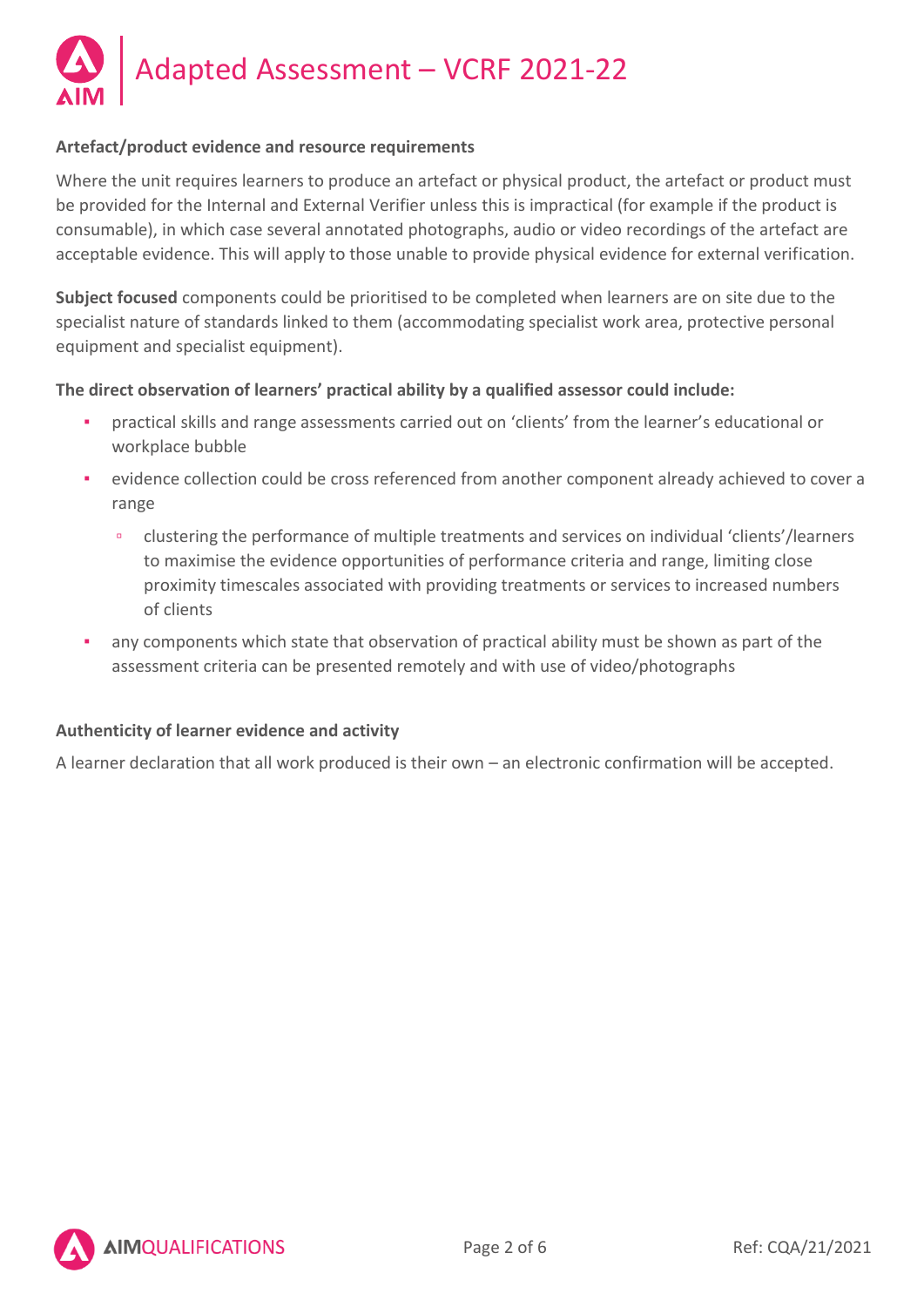#### Artefact/product evidence and resource requirements

Where the unit requires learners to produce an artefact or physical product, the artefact or product must be provided for the Internal and External Verifier unless this is impractical (for example if the product is consumable), in which case several annotated photographs, audio or video recordings of the artefact are acceptable evidence. This will apply to those unable to provide physical evidence for external verification.

**Subject focused** components could be prioritised to be completed when learners are on site due to the specialist nature of standards linked to them (accommodating specialist work area, protective personal equipment and specialist equipment).

**The direct observation of learners' practical ability by a qualified assessor could include:**

- practical skills and range assessments carried out on 'clients' from the learner's educational or workplace bubble
- evidence collection could be cross referenced from another component already achieved to cover a range
  - clustering the performance of multiple treatments and services on individual 'clients'/learners to maximise the evidence opportunities of performance criteria and range, limiting close proximity timescales associated with providing treatments or services to increased numbers of clients
- any components which state that observation of practical ability must be shown as part of the assessment criteria can be presented remotely and with use of video/photographs

#### Authenticity of learner evidence and activity

A learner declaration that all work produced is their own – an electronic confirmation will be accepted.